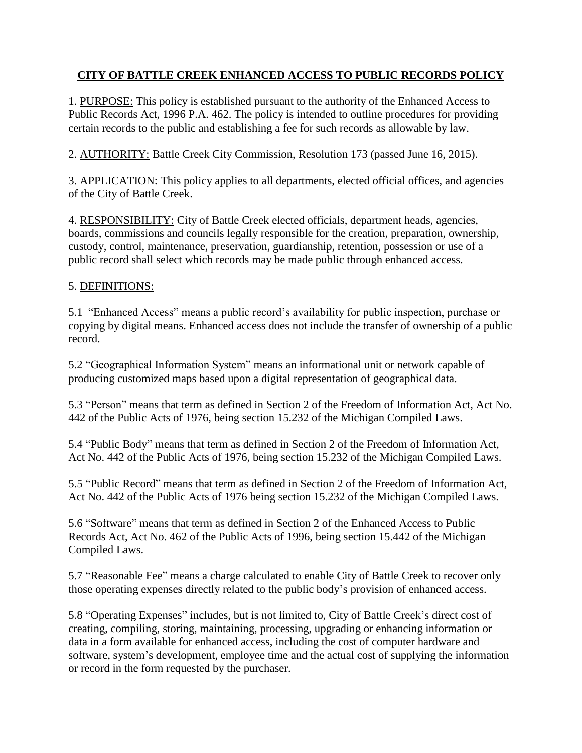# CITY OF BATTLE CREEK ENHANCED ACCESS TO PUBLIC RECORDS POLICY

1. PURPOSE: This policy is established pursuant to the authority of the Enhanced Access to Public Records Act, 1996 P.A. 462. The policy is intended to outline procedures for providing certain records to the public and establishing a fee for such records as allowable by law.

2. AUTHORITY: Battle Creek City Commission, Resolution 173 (passed June 16, 2015).

3. APPLICATION: This policy applies to all departments, elected official offices, and agencies of the City of Battle Creek.

4. RESPONSIBILITY: City of Battle Creek elected officials, department heads, agencies, boards, commissions and councils legally responsible for the creation, preparation, ownership, custody, control, maintenance, preservation, guardianship, retention, possession or use of a public record shall select which records may be made public through enhanced access.

5. DEFINITIONS:

5.1 "Enhanced Access" means a public record's availability for public inspection, purchase or copying by digital means. Enhanced access does not include the transfer of ownership of a public record.

5.2 "Geographical Information System" means an informational unit or network capable of producing customized maps based upon a digital representation of geographical data.

5.3 "Person" means that term as defined in Section 2 of the Freedom of Information Act, Act No. 442 of the Public Acts of 1976, being section 15.232 of the Michigan Compiled Laws.

5.4 "Public Body" means that term as defined in Section 2 of the Freedom of Information Act, Act No. 442 of the Public Acts of 1976, being section 15.232 of the Michigan Compiled Laws.

5.5 "Public Record" means that term as defined in Section 2 of the Freedom of Information Act, Act No. 442 of the Public Acts of 1976 being section 15.232 of the Michigan Compiled Laws.

5.6 "Software" means that term as defined in Section 2 of the Enhanced Access to Public Records Act, Act No. 462 of the Public Acts of 1996, being section 15.442 of the Michigan Compiled Laws.

5.7 "Reasonable Fee" means a charge calculated to enable City of Battle Creek to recover only those operating expenses directly related to the public body's provision of enhanced access.

5.8 "Operating Expenses" includes, but is not limited to, City of Battle Creek's direct cost of creating, compiling, storing, maintaining, processing, upgrading or enhancing information or data in a form available for enhanced access, including the cost of computer hardware and software, system's development, employee time and the actual cost of supplying the information or record in the form requested by the purchaser.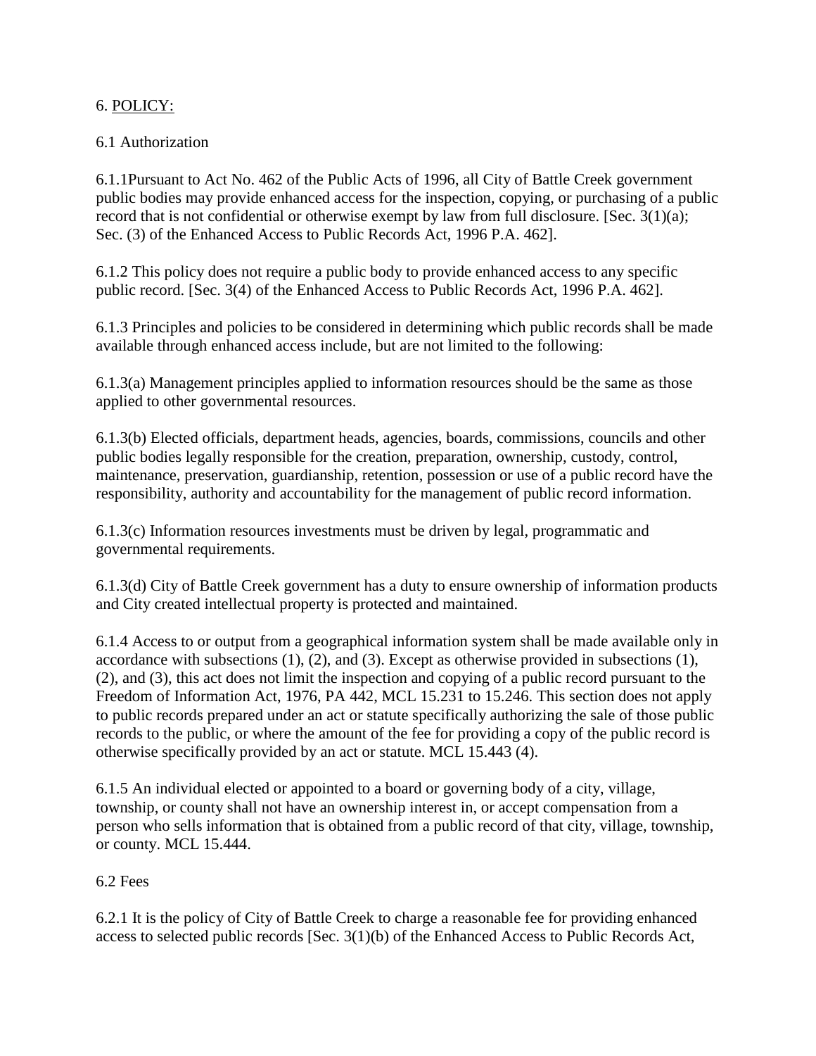## 6. POLICY:

### 6.1 Authorization

6.1.1Pursuant to Act No. 462 of the Public Acts of 1996, all City of Battle Creek government public bodies may provide enhanced access for the inspection, copying, or purchasing of a public record that is not confidential or otherwise exempt by law from full disclosure. [Sec. 3(1)(a); Sec. (3) of the Enhanced Access to Public Records Act, 1996 P.A. 462].

6.1.2 This policy does not require a public body to provide enhanced access to any specific public record. [Sec. 3(4) of the Enhanced Access to Public Records Act, 1996 P.A. 462].

6.1.3 Principles and policies to be considered in determining which public records shall be made available through enhanced access include, but are not limited to the following:

6.1.3(a) Management principles applied to information resources should be the same as those applied to other governmental resources.

6.1.3(b) Elected officials, department heads, agencies, boards, commissions, councils and other public bodies legally responsible for the creation, preparation, ownership, custody, control, maintenance, preservation, guardianship, retention, possession or use of a public record have the responsibility, authority and accountability for the management of public record information.

6.1.3(c) Information resources investments must be driven by legal, programmatic and governmental requirements.

6.1.3(d) City of Battle Creek government has a duty to ensure ownership of information products and City created intellectual property is protected and maintained.

6.1.4 Access to or output from a geographical information system shall be made available only in accordance with subsections (1), (2), and (3). Except as otherwise provided in subsections (1), (2), and (3), this act does not limit the inspection and copying of a public record pursuant to the Freedom of Information Act, 1976, PA 442, MCL 15.231 to 15.246. This section does not apply to public records prepared under an act or statute specifically authorizing the sale of those public records to the public, or where the amount of the fee for providing a copy of the public record is otherwise specifically provided by an act or statute. MCL 15.443 (4).

6.1.5 An individual elected or appointed to a board or governing body of a city, village, township, or county shall not have an ownership interest in, or accept compensation from a person who sells information that is obtained from a public record of that city, village, township, or county. MCL 15.444.

### 6.2 Fees

6.2.1 It is the policy of City of Battle Creek to charge a reasonable fee for providing enhanced access to selected public records [Sec. 3(1)(b) of the Enhanced Access to Public Records Act,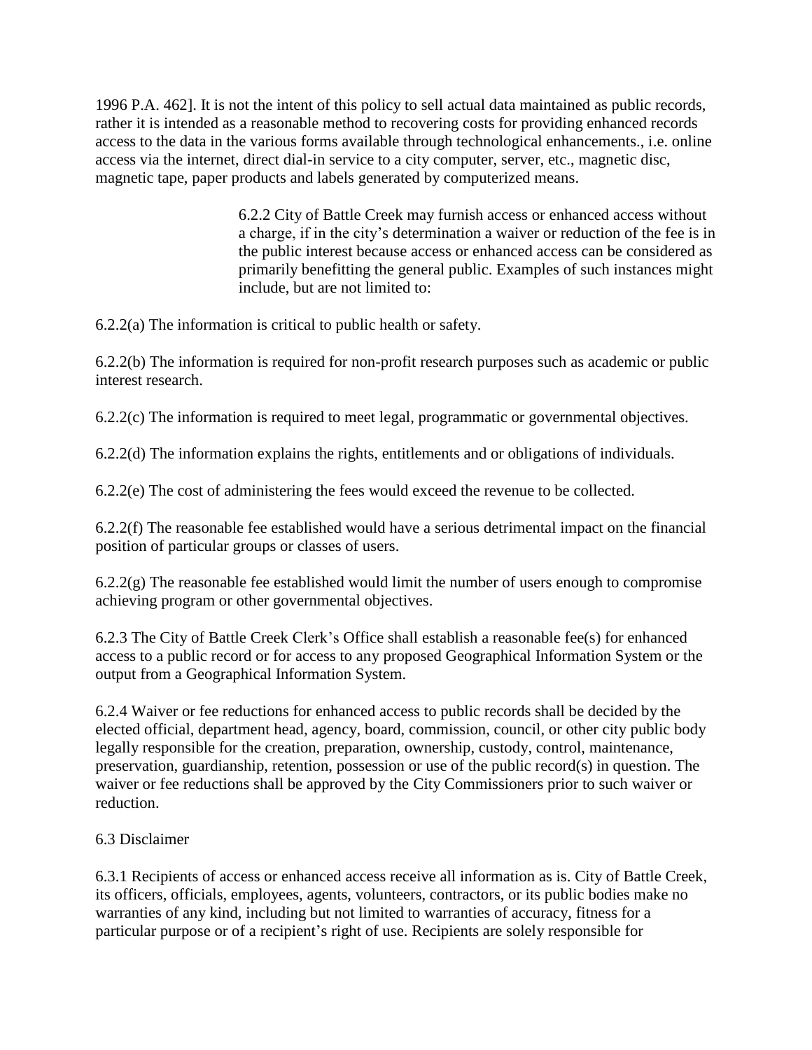1996 P.A. 462]. It is not the intent of this policy to sell actual data maintained as public records, rather it is intended as a reasonable method to recovering costs for providing enhanced records access to the data in the various forms available through technological enhancements., i.e. online access via the internet, direct dial-in service to a city computer, server, etc., magnetic disc, magnetic tape, paper products and labels generated by computerized means.

6.2.2 City of Battle Creek may furnish access or enhanced access without a charge, if in the city's determination a waiver or reduction of the fee is in the public interest because access or enhanced access can be considered as primarily benefitting the general public. Examples of such instances might include, but are not limited to:

6.2.2(a) The information is critical to public health or safety.

6.2.2(b) The information is required for non-profit research purposes such as academic or public interest research.

6.2.2(c) The information is required to meet legal, programmatic or governmental objectives.

6.2.2(d) The information explains the rights, entitlements and or obligations of individuals.

6.2.2(e) The cost of administering the fees would exceed the revenue to be collected.

6.2.2(f) The reasonable fee established would have a serious detrimental impact on the financial position of particular groups or classes of users.

6.2.2(g) The reasonable fee established would limit the number of users enough to compromise achieving program or other governmental objectives.

6.2.3 The City of Battle Creek Clerk's Office shall establish a reasonable fee(s) for enhanced access to a public record or for access to any proposed Geographical Information System or the output from a Geographical Information System.

6.2.4 Waiver or fee reductions for enhanced access to public records shall be decided by the elected official, department head, agency, board, commission, council, or other city public body legally responsible for the creation, preparation, ownership, custody, control, maintenance, preservation, guardianship, retention, possession or use of the public record(s) in question. The waiver or fee reductions shall be approved by the City Commissioners prior to such waiver or reduction.

6.3 Disclaimer

6.3.1 Recipients of access or enhanced access receive all information as is. City of Battle Creek, its officers, officials, employees, agents, volunteers, contractors, or its public bodies make no warranties of any kind, including but not limited to warranties of accuracy, fitness for a particular purpose or of a recipient's right of use. Recipients are solely responsible for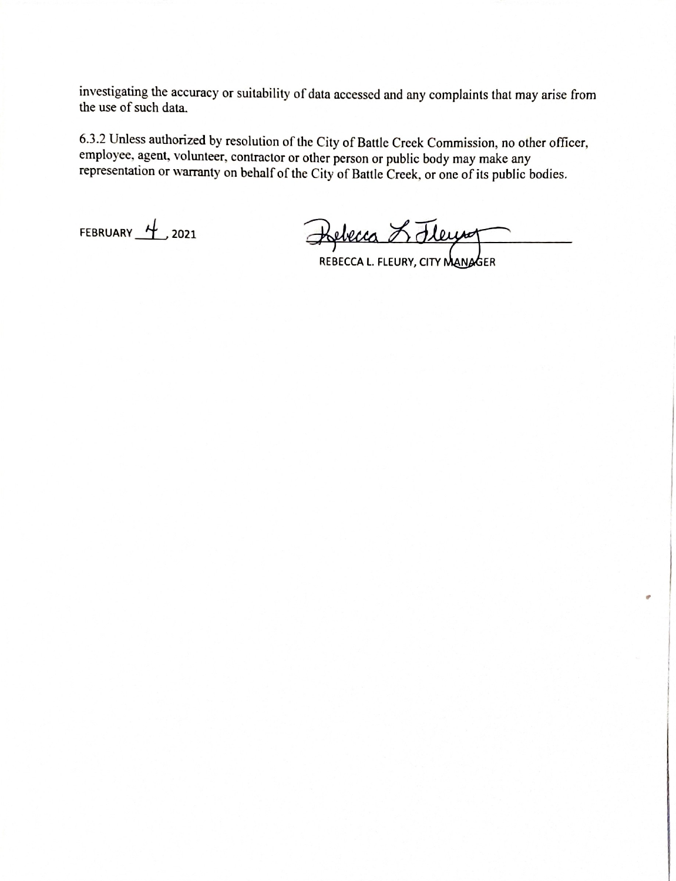investigating the accuracy or suitability of data accessed and any complaints that may arise from the use of such data.

6.3.2 Unless authorized by resolution of the City of Battle Creek Commission, no other officer, employee, agent, volunteer, contractor or other person or public body may make any representation or warranty on behalf of the City of Battle Creek, or one of its public bodies.

FEBRUARY 4, 2021

Rebecca L. Fleury

REBECCA L. FLEURY, CITY MANAGER